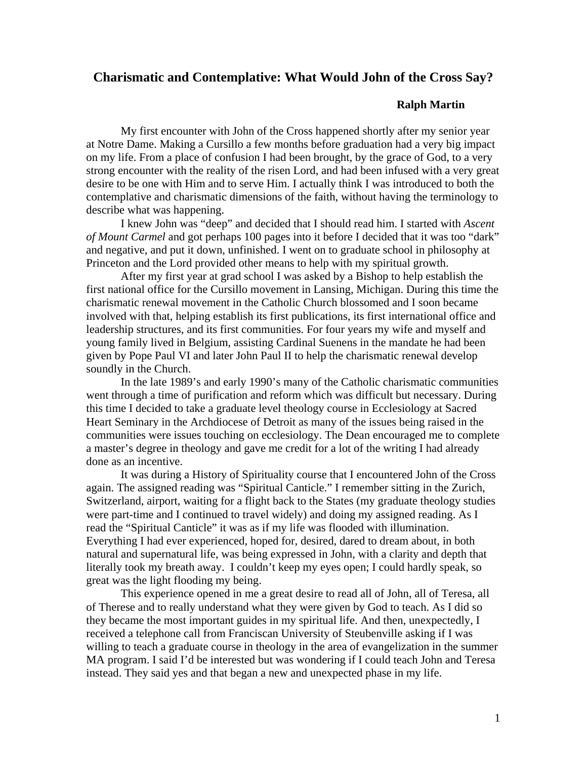# Charismatic and Contemplative: What Would John of the Cross Say?

**Ralph Martin**

My first encounter with John of the Cross happened shortly after my senior year at Notre Dame. Making a Cursillo a few months before graduation had a very big impact on my life. From a place of confusion I had been brought, by the grace of God, to a very strong encounter with the reality of the risen Lord, and had been infused with a very great desire to be one with Him and to serve Him. I actually think I was introduced to both the contemplative and charismatic dimensions of the faith, without having the terminology to describe what was happening.

I knew John was "deep" and decided that I should read him. I started with *Ascent of Mount Carmel* and got perhaps 100 pages into it before I decided that it was too "dark" and negative, and put it down, unfinished. I went on to graduate school in philosophy at Princeton and the Lord provided other means to help with my spiritual growth.

After my first year at grad school I was asked by a Bishop to help establish the first national office for the Cursillo movement in Lansing, Michigan. During this time the charismatic renewal movement in the Catholic Church blossomed and I soon became involved with that, helping establish its first publications, its first international office and leadership structures, and its first communities. For four years my wife and myself and young family lived in Belgium, assisting Cardinal Suenens in the mandate he had been given by Pope Paul VI and later John Paul II to help the charismatic renewal develop soundly in the Church.

In the late 1989's and early 1990's many of the Catholic charismatic communities went through a time of purification and reform which was difficult but necessary. During this time I decided to take a graduate level theology course in Ecclesiology at Sacred Heart Seminary in the Archdiocese of Detroit as many of the issues being raised in the communities were issues touching on ecclesiology. The Dean encouraged me to complete a master's degree in theology and gave me credit for a lot of the writing I had already done as an incentive.

It was during a History of Spirituality course that I encountered John of the Cross again. The assigned reading was "Spiritual Canticle." I remember sitting in the Zurich, Switzerland, airport, waiting for a flight back to the States (my graduate theology studies were part-time and I continued to travel widely) and doing my assigned reading. As I read the "Spiritual Canticle" it was as if my life was flooded with illumination. Everything I had ever experienced, hoped for, desired, dared to dream about, in both natural and supernatural life, was being expressed in John, with a clarity and depth that literally took my breath away. I couldn't keep my eyes open; I could hardly speak, so great was the light flooding my being.

This experience opened in me a great desire to read all of John, all of Teresa, all of Therese and to really understand what they were given by God to teach. As I did so they became the most important guides in my spiritual life. And then, unexpectedly, I received a telephone call from Franciscan University of Steubenville asking if I was willing to teach a graduate course in theology in the area of evangelization in the summer MA program. I said I'd be interested but was wondering if I could teach John and Teresa instead. They said yes and that began a new and unexpected phase in my life.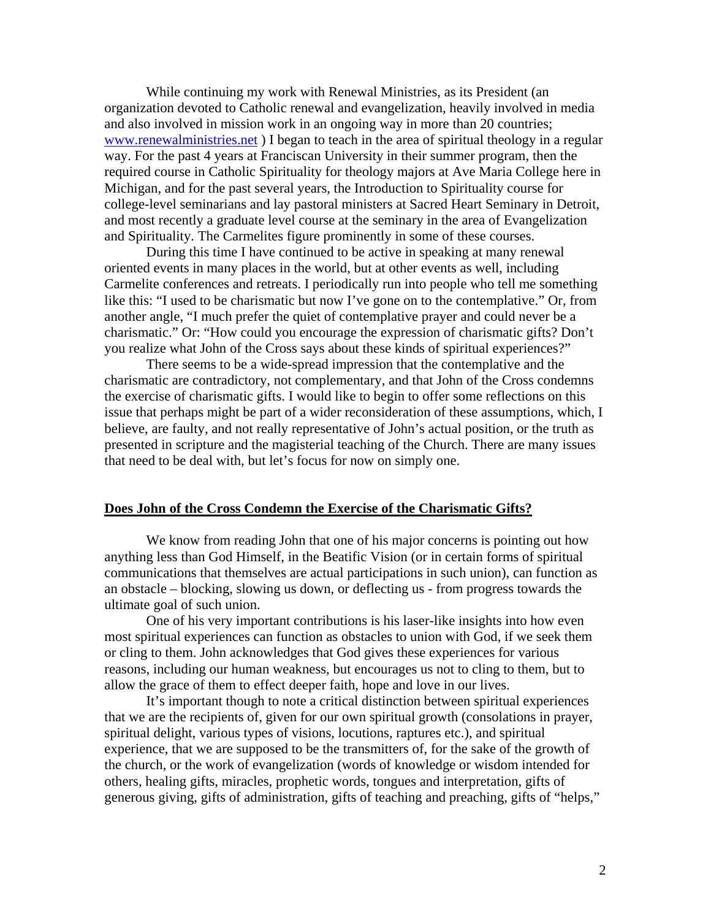While continuing my work with Renewal Ministries, as its President (an organization devoted to Catholic renewal and evangelization, heavily involved in media and also involved in mission work in an ongoing way in more than 20 countries; [www.renewalministries.net](http://www.renewalministries.net) ) I began to teach in the area of spiritual theology in a regular way. For the past 4 years at Franciscan University in their summer program, then the required course in Catholic Spirituality for theology majors at Ave Maria College here in Michigan, and for the past several years, the Introduction to Spirituality course for college-level seminarians and lay pastoral ministers at Sacred Heart Seminary in Detroit, and most recently a graduate level course at the seminary in the area of Evangelization and Spirituality. The Carmelites figure prominently in some of these courses.

During this time I have continued to be active in speaking at many renewal oriented events in many places in the world, but at other events as well, including Carmelite conferences and retreats. I periodically run into people who tell me something like this: "I used to be charismatic but now I've gone on to the contemplative." Or, from another angle, "I much prefer the quiet of contemplative prayer and could never be a charismatic." Or: "How could you encourage the expression of charismatic gifts? Don't you realize what John of the Cross says about these kinds of spiritual experiences?"

There seems to be a wide-spread impression that the contemplative and the charismatic are contradictory, not complementary, and that John of the Cross condemns the exercise of charismatic gifts. I would like to begin to offer some reflections on this issue that perhaps might be part of a wider reconsideration of these assumptions, which, I believe, are faulty, and not really representative of John's actual position, or the truth as presented in scripture and the magisterial teaching of the Church. There are many issues that need to be deal with, but let's focus for now on simply one.

## **<u>Does John of the Cross Condemn the Exercise of the Charismatic Gifts?</u>**

We know from reading John that one of his major concerns is pointing out how anything less than God Himself, in the Beatific Vision (or in certain forms of spiritual communications that themselves are actual participations in such union), can function as an obstacle – blocking, slowing us down, or deflecting us - from progress towards the ultimate goal of such union.

One of his very important contributions is his laser-like insights into how even most spiritual experiences can function as obstacles to union with God, if we seek them or cling to them. John acknowledges that God gives these experiences for various reasons, including our human weakness, but encourages us not to cling to them, but to allow the grace of them to effect deeper faith, hope and love in our lives.

It's important though to note a critical distinction between spiritual experiences that we are the recipients of, given for our own spiritual growth (consolations in prayer, spiritual delight, various types of visions, locutions, raptures etc.), and spiritual experience, that we are supposed to be the transmitters of, for the sake of the growth of the church, or the work of evangelization (words of knowledge or wisdom intended for others, healing gifts, miracles, prophetic words, tongues and interpretation, gifts of generous giving, gifts of administration, gifts of teaching and preaching, gifts of "helps,"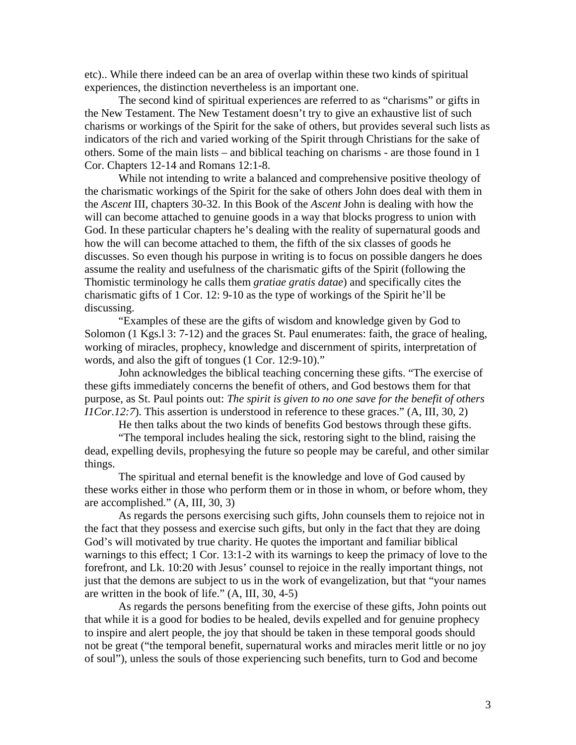etc).. While there indeed can be an area of overlap within these two kinds of spiritual experiences, the distinction nevertheless is an important one.

The second kind of spiritual experiences are referred to as "charisms" or gifts in the New Testament. The New Testament doesn't try to give an exhaustive list of such charisms or workings of the Spirit for the sake of others, but provides several such lists as indicators of the rich and varied working of the Spirit through Christians for the sake of others. Some of the main lists – and biblical teaching on charisms - are those found in 1 Cor. Chapters 12-14 and Romans 12:1-8.

While not intending to write a balanced and comprehensive positive theology of the charismatic workings of the Spirit for the sake of others John does deal with them in the *Ascent* III, chapters 30-32. In this Book of the *Ascent* John is dealing with how the will can become attached to genuine goods in a way that blocks progress to union with God. In these particular chapters he's dealing with the reality of supernatural goods and how the will can become attached to them, the fifth of the six classes of goods he discusses. So even though his purpose in writing is to focus on possible dangers he does assume the reality and usefulness of the charismatic gifts of the Spirit (following the Thomistic terminology he calls them *gratiae gratis datae*) and specifically cites the charismatic gifts of 1 Cor. 12: 9-10 as the type of workings of the Spirit he'll be discussing.

"Examples of these are the gifts of wisdom and knowledge given by God to Solomon (1 Kgs.l 3: 7-12) and the graces St. Paul enumerates: faith, the grace of healing, working of miracles, prophecy, knowledge and discernment of spirits, interpretation of words, and also the gift of tongues (1 Cor. 12:9-10)."

John acknowledges the biblical teaching concerning these gifts. "The exercise of these gifts immediately concerns the benefit of others, and God bestows them for that purpose, as St. Paul points out: *The spirit is given to no one save for the benefit of others I1Cor.12:7*). This assertion is understood in reference to these graces." (A, III, 30, 2)

He then talks about the two kinds of benefits God bestows through these gifts.

"The temporal includes healing the sick, restoring sight to the blind, raising the dead, expelling devils, prophesying the future so people may be careful, and other similar things.

The spiritual and eternal benefit is the knowledge and love of God caused by these works either in those who perform them or in those in whom, or before whom, they are accomplished." (A, III, 30, 3)

As regards the persons exercising such gifts, John counsels them to rejoice not in the fact that they possess and exercise such gifts, but only in the fact that they are doing God's will motivated by true charity. He quotes the important and familiar biblical warnings to this effect; 1 Cor. 13:1-2 with its warnings to keep the primacy of love to the forefront, and Lk. 10:20 with Jesus' counsel to rejoice in the really important things, not just that the demons are subject to us in the work of evangelization, but that "your names are written in the book of life." (A, III, 30, 4-5)

As regards the persons benefiting from the exercise of these gifts, John points out that while it is a good for bodies to be healed, devils expelled and for genuine prophecy to inspire and alert people, the joy that should be taken in these temporal goods should not be great ("the temporal benefit, supernatural works and miracles merit little or no joy of soul"), unless the souls of those experiencing such benefits, turn to God and become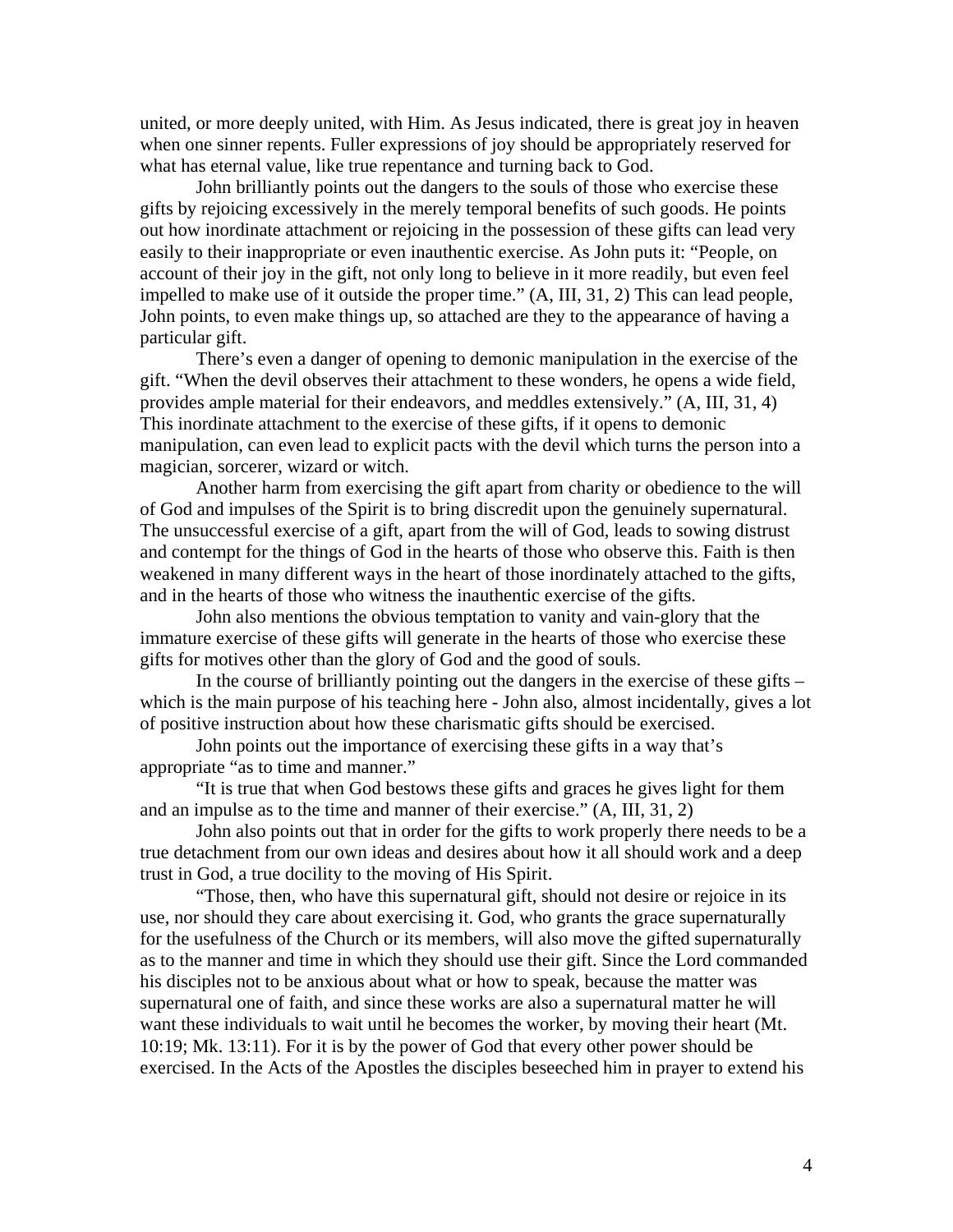united, or more deeply united, with Him. As Jesus indicated, there is great joy in heaven when one sinner repents. Fuller expressions of joy should be appropriately reserved for what has eternal value, like true repentance and turning back to God.

John brilliantly points out the dangers to the souls of those who exercise these gifts by rejoicing excessively in the merely temporal benefits of such goods. He points out how inordinate attachment or rejoicing in the possession of these gifts can lead very easily to their inappropriate or even inauthentic exercise. As John puts it: "People, on account of their joy in the gift, not only long to believe in it more readily, but even feel impelled to make use of it outside the proper time." (A, III, 31, 2) This can lead people, John points, to even make things up, so attached are they to the appearance of having a particular gift.

There's even a danger of opening to demonic manipulation in the exercise of the gift. "When the devil observes their attachment to these wonders, he opens a wide field, provides ample material for their endeavors, and meddles extensively." (A, III, 31, 4) This inordinate attachment to the exercise of these gifts, if it opens to demonic manipulation, can even lead to explicit pacts with the devil which turns the person into a magician, sorcerer, wizard or witch.

Another harm from exercising the gift apart from charity or obedience to the will of God and impulses of the Spirit is to bring discredit upon the genuinely supernatural. The unsuccessful exercise of a gift, apart from the will of God, leads to sowing distrust and contempt for the things of God in the hearts of those who observe this. Faith is then weakened in many different ways in the heart of those inordinately attached to the gifts, and in the hearts of those who witness the inauthentic exercise of the gifts.

John also mentions the obvious temptation to vanity and vain-glory that the immature exercise of these gifts will generate in the hearts of those who exercise these gifts for motives other than the glory of God and the good of souls.

In the course of brilliantly pointing out the dangers in the exercise of these gifts – which is the main purpose of his teaching here - John also, almost incidentally, gives a lot of positive instruction about how these charismatic gifts should be exercised.

John points out the importance of exercising these gifts in a way that's appropriate "as to time and manner."

"It is true that when God bestows these gifts and graces he gives light for them and an impulse as to the time and manner of their exercise." (A, III, 31, 2)

John also points out that in order for the gifts to work properly there needs to be a true detachment from our own ideas and desires about how it all should work and a deep trust in God, a true docility to the moving of His Spirit.

"Those, then, who have this supernatural gift, should not desire or rejoice in its use, nor should they care about exercising it. God, who grants the grace supernaturally for the usefulness of the Church or its members, will also move the gifted supernaturally as to the manner and time in which they should use their gift. Since the Lord commanded his disciples not to be anxious about what or how to speak, because the matter was supernatural one of faith, and since these works are also a supernatural matter he will want these individuals to wait until he becomes the worker, by moving their heart (Mt. 10:19; Mk. 13:11). For it is by the power of God that every other power should be exercised. In the Acts of the Apostles the disciples beseeched him in prayer to extend his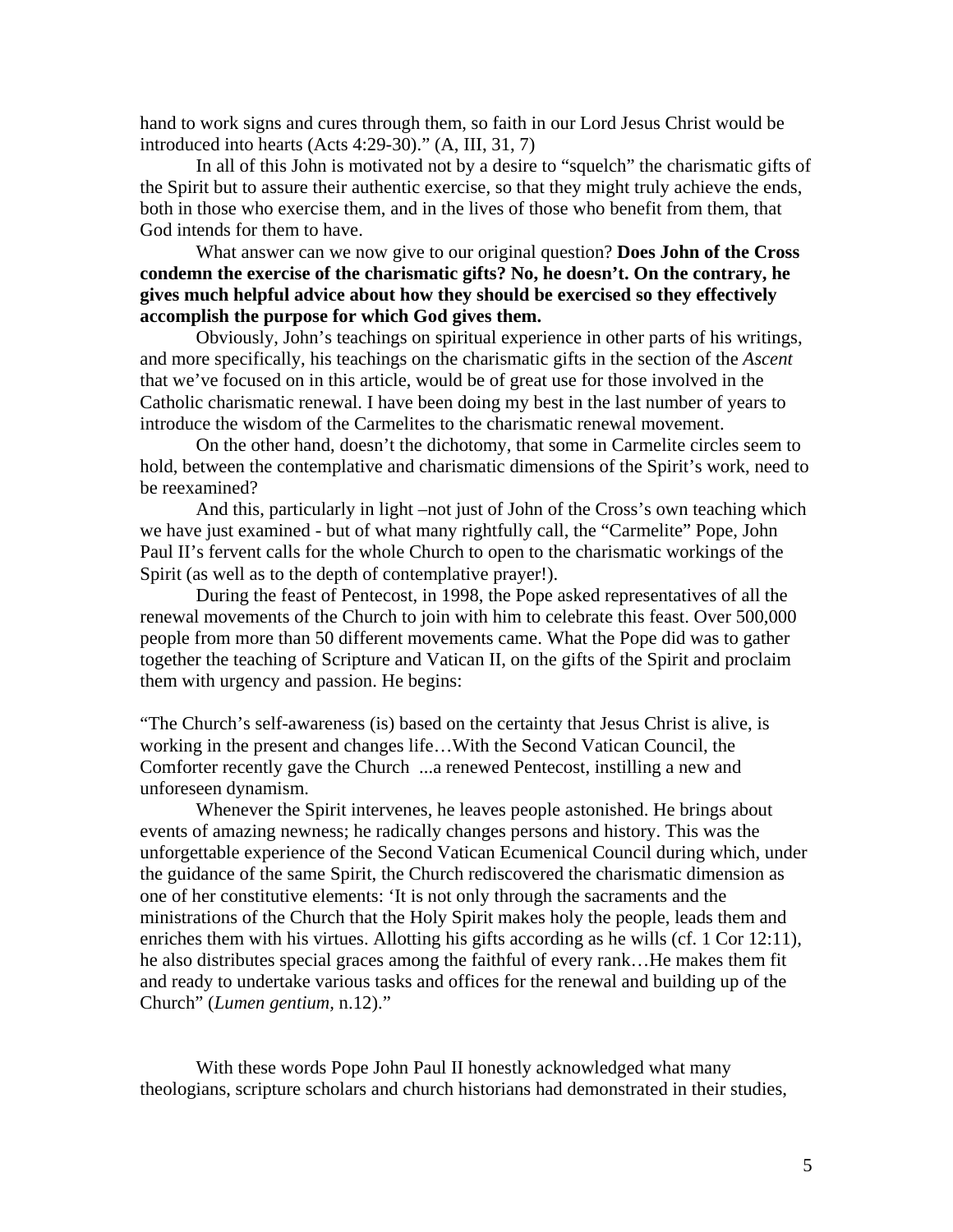hand to work signs and cures through them, so faith in our Lord Jesus Christ would be introduced into hearts (Acts 4:29-30)." (A, III, 31, 7)

In all of this John is motivated not by a desire to "squelch" the charismatic gifts of the Spirit but to assure their authentic exercise, so that they might truly achieve the ends, both in those who exercise them, and in the lives of those who benefit from them, that God intends for them to have.

What answer can we now give to our original question? **Does John of the Cross condemn the exercise of the charismatic gifts? No, he doesn't. On the contrary, he gives much helpful advice about how they should be exercised so they effectively accomplish the purpose for which God gives them.**

Obviously, John's teachings on spiritual experience in other parts of his writings, and more specifically, his teachings on the charismatic gifts in the section of the *Ascent* that we've focused on in this article, would be of great use for those involved in the Catholic charismatic renewal. I have been doing my best in the last number of years to introduce the wisdom of the Carmelites to the charismatic renewal movement.

On the other hand, doesn't the dichotomy, that some in Carmelite circles seem to hold, between the contemplative and charismatic dimensions of the Spirit's work, need to be reexamined?

And this, particularly in light –not just of John of the Cross's own teaching which we have just examined - but of what many rightfully call, the "Carmelite" Pope, John Paul II's fervent calls for the whole Church to open to the charismatic workings of the Spirit (as well as to the depth of contemplative prayer!).

During the feast of Pentecost, in 1998, the Pope asked representatives of all the renewal movements of the Church to join with him to celebrate this feast. Over 500,000 people from more than 50 different movements came. What the Pope did was to gather together the teaching of Scripture and Vatican II, on the gifts of the Spirit and proclaim them with urgency and passion. He begins:

"The Church's self-awareness (is) based on the certainty that Jesus Christ is alive, is working in the present and changes life…With the Second Vatican Council, the Comforter recently gave the Church ...a renewed Pentecost, instilling a new and unforeseen dynamism.

Whenever the Spirit intervenes, he leaves people astonished. He brings about events of amazing newness; he radically changes persons and history. This was the unforgettable experience of the Second Vatican Ecumenical Council during which, under the guidance of the same Spirit, the Church rediscovered the charismatic dimension as one of her constitutive elements: 'It is not only through the sacraments and the ministrations of the Church that the Holy Spirit makes holy the people, leads them and enriches them with his virtues. Allotting his gifts according as he wills (cf. 1 Cor 12:11), he also distributes special graces among the faithful of every rank…He makes them fit and ready to undertake various tasks and offices for the renewal and building up of the Church" (*Lumen gentium*, n.12)."

With these words Pope John Paul II honestly acknowledged what many theologians, scripture scholars and church historians had demonstrated in their studies,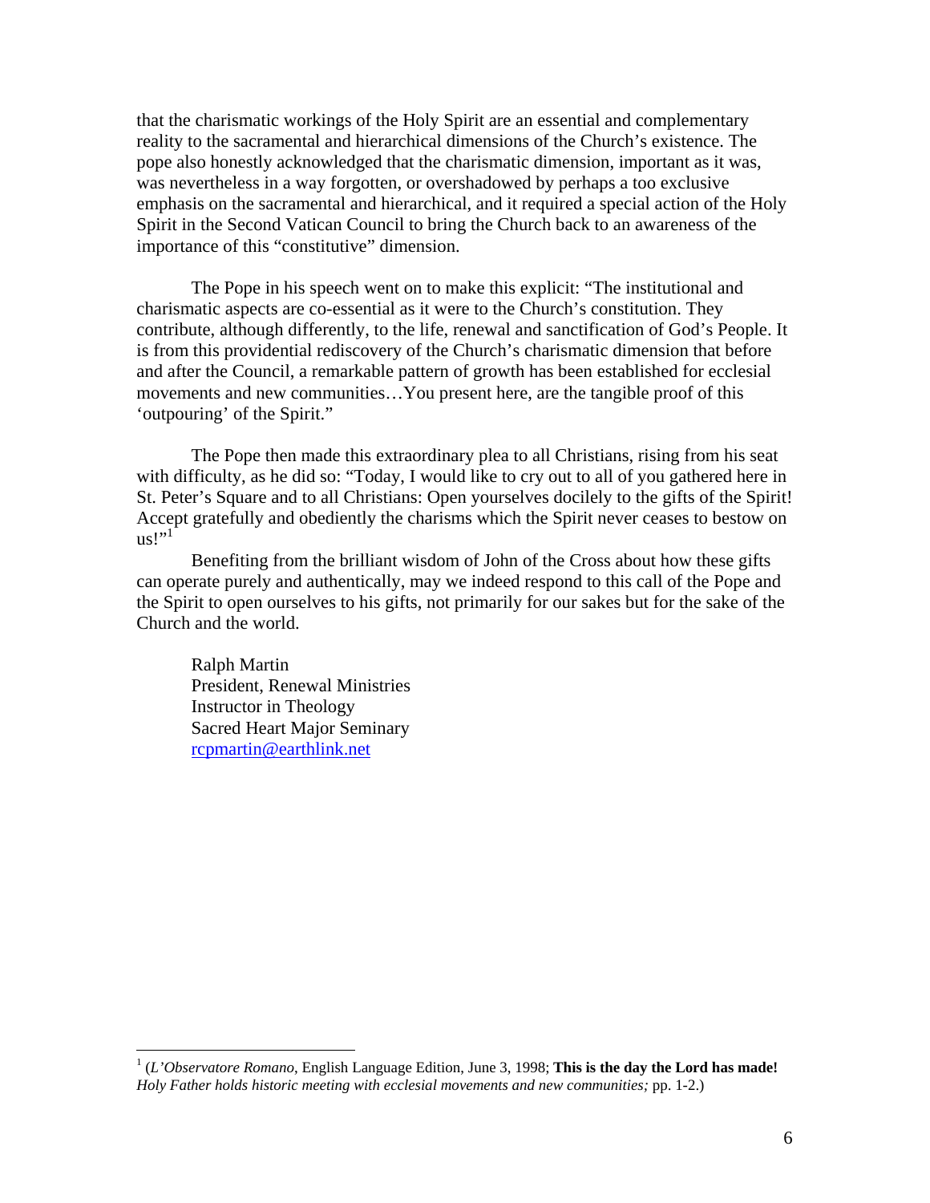that the charismatic workings of the Holy Spirit are an essential and complementary reality to the sacramental and hierarchical dimensions of the Church's existence. The pope also honestly acknowledged that the charismatic dimension, important as it was, was nevertheless in a way forgotten, or overshadowed by perhaps a too exclusive emphasis on the sacramental and hierarchical, and it required a special action of the Holy Spirit in the Second Vatican Council to bring the Church back to an awareness of the importance of this "constitutive" dimension.

The Pope in his speech went on to make this explicit: "The institutional and charismatic aspects are co-essential as it were to the Church's constitution. They contribute, although differently, to the life, renewal and sanctification of God's People. It is from this providential rediscovery of the Church's charismatic dimension that before and after the Council, a remarkable pattern of growth has been established for ecclesial movements and new communities…You present here, are the tangible proof of this 'outpouring' of the Spirit."

The Pope then made this extraordinary plea to all Christians, rising from his seat with difficulty, as he did so: "Today, I would like to cry out to all of you gathered here in St. Peter's Square and to all Christians: Open yourselves docilely to the gifts of the Spirit! Accept gratefully and obediently the charisms which the Spirit never ceases to bestow on us!"[1]

Benefiting from the brilliant wisdom of John of the Cross about how these gifts can operate purely and authentically, may we indeed respond to this call of the Pope and the Spirit to open ourselves to his gifts, not primarily for our sakes but for the sake of the Church and the world.

Ralph Martin
President, Renewal Ministries
Instructor in Theology
Sacred Heart Major Seminary
rcpmartin@earthlink.net

---

[1] (*L'Observatore Romano*, English Language Edition, June 3, 1998; **This is the day the Lord has made!** *Holy Father holds historic meeting with ecclesial movements and new communities;* pp. 1-2.)